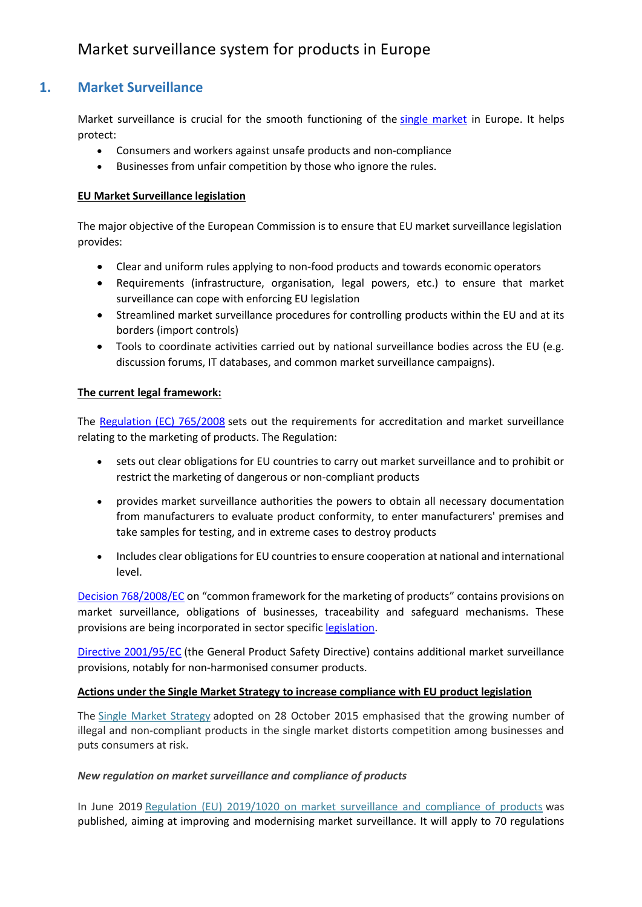# Market surveillance system for products in Europe

## 1. Market Surveillance

Market surveillance is crucial for the smooth functioning of the single market in Europe. It helps protect:

- Consumers and workers against unsafe products and non-compliance
- Businesses from unfair competition by those who ignore the rules.

**EU Market Surveillance legislation**

The major objective of the European Commission is to ensure that EU market surveillance legislation provides:

- Clear and uniform rules applying to non-food products and towards economic operators
- Requirements (infrastructure, organisation, legal powers, etc.) to ensure that market surveillance can cope with enforcing EU legislation
- Streamlined market surveillance procedures for controlling products within the EU and at its borders (import controls)
- Tools to coordinate activities carried out by national surveillance bodies across the EU (e.g. discussion forums, IT databases, and common market surveillance campaigns).

**The current legal framework:**

The Regulation (EC) 765/2008 sets out the requirements for accreditation and market surveillance relating to the marketing of products. The Regulation:

- sets out clear obligations for EU countries to carry out market surveillance and to prohibit or restrict the marketing of dangerous or non-compliant products
- provides market surveillance authorities the powers to obtain all necessary documentation from manufacturers to evaluate product conformity, to enter manufacturers' premises and take samples for testing, and in extreme cases to destroy products
- Includes clear obligations for EU countries to ensure cooperation at national and international level.

Decision 768/2008/EC on "common framework for the marketing of products" contains provisions on market surveillance, obligations of businesses, traceability and safeguard mechanisms. These provisions are being incorporated in sector specific legislation.

Directive 2001/95/EC (the General Product Safety Directive) contains additional market surveillance provisions, notably for non-harmonised consumer products.

**Actions under the Single Market Strategy to increase compliance with EU product legislation**

The Single Market Strategy adopted on 28 October 2015 emphasised that the growing number of illegal and non-compliant products in the single market distorts competition among businesses and puts consumers at risk.

***New regulation on market surveillance and compliance of products***

In June 2019 Regulation (EU) 2019/1020 on market surveillance and compliance of products was published, aiming at improving and modernising market surveillance. It will apply to 70 regulations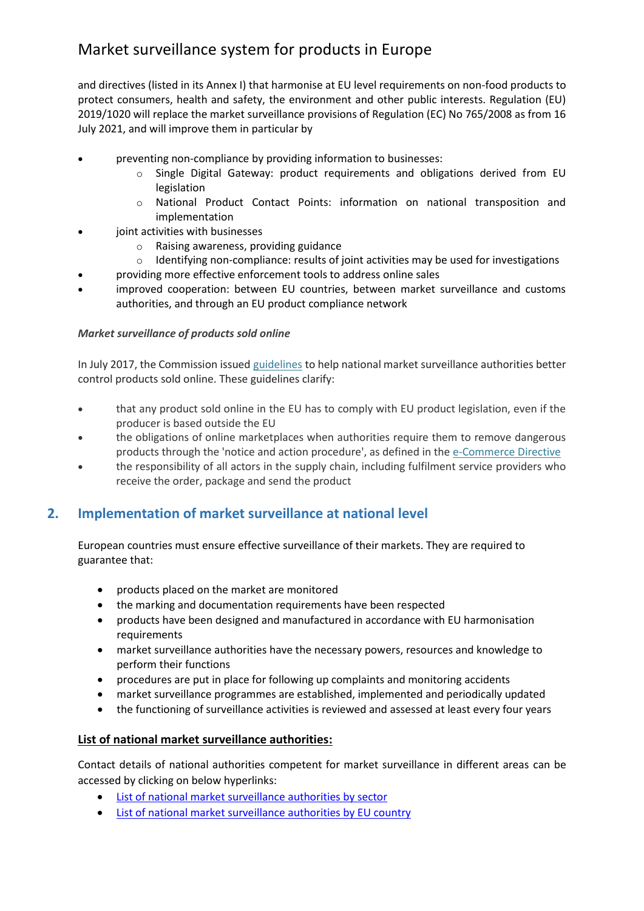and directives (listed in its Annex I) that harmonise at EU level requirements on non-food products to protect consumers, health and safety, the environment and other public interests. Regulation (EU) 2019/1020 will replace the market surveillance provisions of Regulation (EC) No 765/2008 as from 16 July 2021, and will improve them in particular by

- preventing non-compliance by providing information to businesses:
  - Single Digital Gateway: product requirements and obligations derived from EU legislation
  - National Product Contact Points: information on national transposition and implementation
- joint activities with businesses
  - Raising awareness, providing guidance
  - Identifying non-compliance: results of joint activities may be used for investigations
- providing more effective enforcement tools to address online sales
- improved cooperation: between EU countries, between market surveillance and customs authorities, and through an EU product compliance network

***Market surveillance of products sold online***

In July 2017, the Commission issued [guidelines] to help national market surveillance authorities better control products sold online. These guidelines clarify:

- that any product sold online in the EU has to comply with EU product legislation, even if the producer is based outside the EU
- the obligations of online marketplaces when authorities require them to remove dangerous products through the 'notice and action procedure', as defined in the [e-Commerce Directive]
- the responsibility of all actors in the supply chain, including fulfilment service providers who receive the order, package and send the product

## 2. Implementation of market surveillance at national level

European countries must ensure effective surveillance of their markets. They are required to guarantee that:

- products placed on the market are monitored
- the marking and documentation requirements have been respected
- products have been designed and manufactured in accordance with EU harmonisation requirements
- market surveillance authorities have the necessary powers, resources and knowledge to perform their functions
- procedures are put in place for following up complaints and monitoring accidents
- market surveillance programmes are established, implemented and periodically updated
- the functioning of surveillance activities is reviewed and assessed at least every four years

**List of national market surveillance authorities:**

Contact details of national authorities competent for market surveillance in different areas can be accessed by clicking on below hyperlinks:

- [List of national market surveillance authorities by sector]
- [List of national market surveillance authorities by EU country]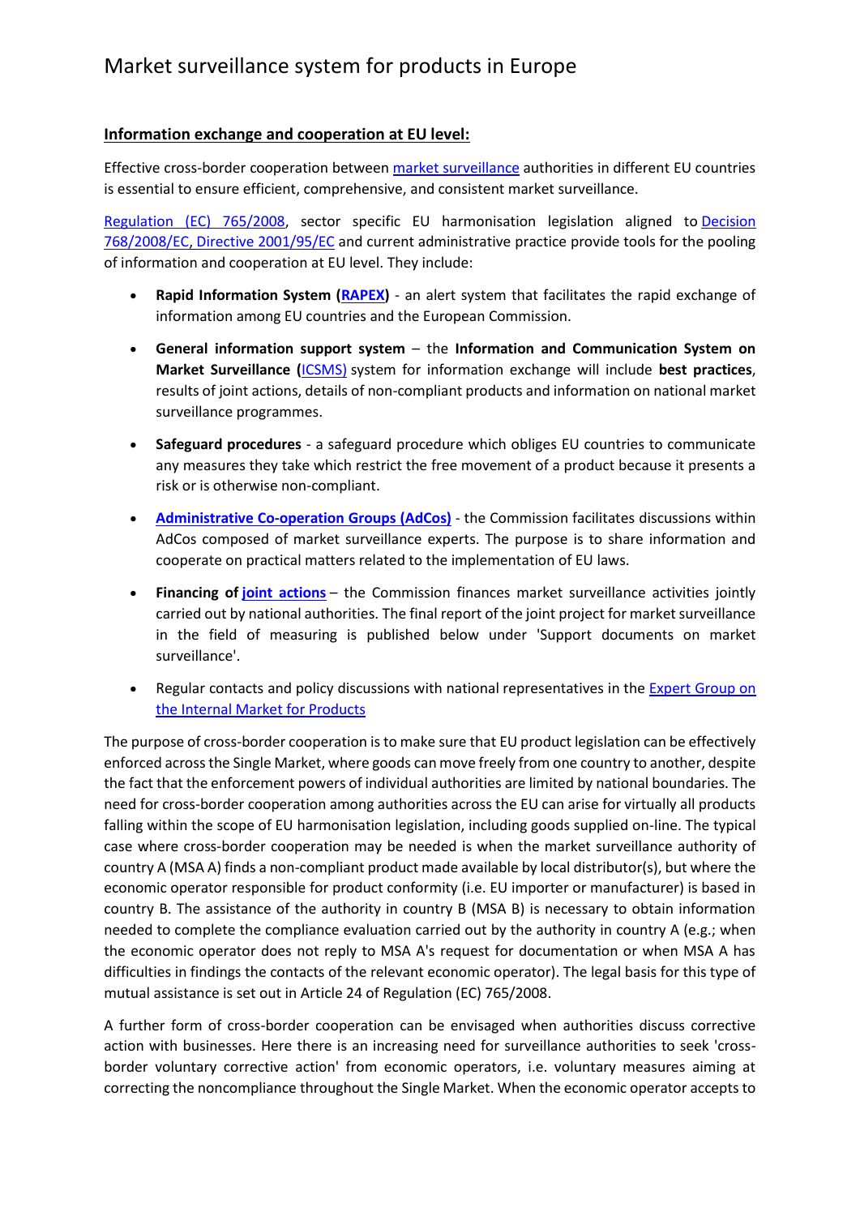# Market surveillance system for products in Europe

**Information exchange and cooperation at EU level:**

Effective cross-border cooperation between market surveillance authorities in different EU countries is essential to ensure efficient, comprehensive, and consistent market surveillance.

Regulation (EC) 765/2008, sector specific EU harmonisation legislation aligned to Decision 768/2008/EC, Directive 2001/95/EC and current administrative practice provide tools for the pooling of information and cooperation at EU level. They include:

- **Rapid Information System (RAPEX)** - an alert system that facilitates the rapid exchange of information among EU countries and the European Commission.
- **General information support system** – the **Information and Communication System on Market Surveillance (ICSMS)** system for information exchange will include **best practices**, results of joint actions, details of non-compliant products and information on national market surveillance programmes.
- **Safeguard procedures** - a safeguard procedure which obliges EU countries to communicate any measures they take which restrict the free movement of a product because it presents a risk or is otherwise non-compliant.
- **Administrative Co-operation Groups (AdCos)** - the Commission facilitates discussions within AdCos composed of market surveillance experts. The purpose is to share information and cooperate on practical matters related to the implementation of EU laws.
- **Financing of joint actions** – the Commission finances market surveillance activities jointly carried out by national authorities. The final report of the joint project for market surveillance in the field of measuring is published below under 'Support documents on market surveillance'.
- Regular contacts and policy discussions with national representatives in the Expert Group on the Internal Market for Products

The purpose of cross-border cooperation is to make sure that EU product legislation can be effectively enforced across the Single Market, where goods can move freely from one country to another, despite the fact that the enforcement powers of individual authorities are limited by national boundaries. The need for cross-border cooperation among authorities across the EU can arise for virtually all products falling within the scope of EU harmonisation legislation, including goods supplied on-line. The typical case where cross-border cooperation may be needed is when the market surveillance authority of country A (MSA A) finds a non-compliant product made available by local distributor(s), but where the economic operator responsible for product conformity (i.e. EU importer or manufacturer) is based in country B. The assistance of the authority in country B (MSA B) is necessary to obtain information needed to complete the compliance evaluation carried out by the authority in country A (e.g.; when the economic operator does not reply to MSA A's request for documentation or when MSA A has difficulties in findings the contacts of the relevant economic operator). The legal basis for this type of mutual assistance is set out in Article 24 of Regulation (EC) 765/2008.

A further form of cross-border cooperation can be envisaged when authorities discuss corrective action with businesses. Here there is an increasing need for surveillance authorities to seek 'cross-border voluntary corrective action' from economic operators, i.e. voluntary measures aiming at correcting the noncompliance throughout the Single Market. When the economic operator accepts to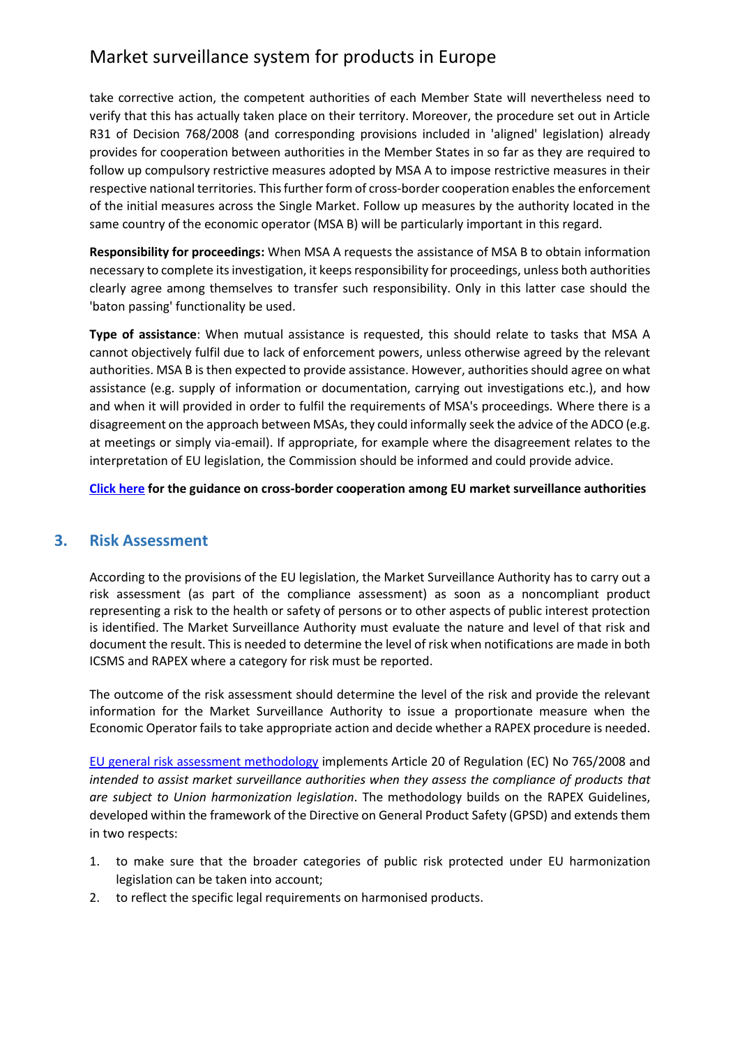take corrective action, the competent authorities of each Member State will nevertheless need to verify that this has actually taken place on their territory. Moreover, the procedure set out in Article R31 of Decision 768/2008 (and corresponding provisions included in 'aligned' legislation) already provides for cooperation between authorities in the Member States in so far as they are required to follow up compulsory restrictive measures adopted by MSA A to impose restrictive measures in their respective national territories. This further form of cross-border cooperation enables the enforcement of the initial measures across the Single Market. Follow up measures by the authority located in the same country of the economic operator (MSA B) will be particularly important in this regard.

**Responsibility for proceedings:** When MSA A requests the assistance of MSA B to obtain information necessary to complete its investigation, it keeps responsibility for proceedings, unless both authorities clearly agree among themselves to transfer such responsibility. Only in this latter case should the 'baton passing' functionality be used.

**Type of assistance**: When mutual assistance is requested, this should relate to tasks that MSA A cannot objectively fulfil due to lack of enforcement powers, unless otherwise agreed by the relevant authorities. MSA B is then expected to provide assistance. However, authorities should agree on what assistance (e.g. supply of information or documentation, carrying out investigations etc.), and how and when it will provided in order to fulfil the requirements of MSA's proceedings. Where there is a disagreement on the approach between MSAs, they could informally seek the advice of the ADCO (e.g. at meetings or simply via-email). If appropriate, for example where the disagreement relates to the interpretation of EU legislation, the Commission should be informed and could provide advice.

**Click here for the guidance on cross-border cooperation among EU market surveillance authorities**

## 3. Risk Assessment

According to the provisions of the EU legislation, the Market Surveillance Authority has to carry out a risk assessment (as part of the compliance assessment) as soon as a noncompliant product representing a risk to the health or safety of persons or to other aspects of public interest protection is identified. The Market Surveillance Authority must evaluate the nature and level of that risk and document the result. This is needed to determine the level of risk when notifications are made in both ICSMS and RAPEX where a category for risk must be reported.

The outcome of the risk assessment should determine the level of the risk and provide the relevant information for the Market Surveillance Authority to issue a proportionate measure when the Economic Operator fails to take appropriate action and decide whether a RAPEX procedure is needed.

EU general risk assessment methodology implements Article 20 of Regulation (EC) No 765/2008 and *intended to assist market surveillance authorities when they assess the compliance of products that are subject to Union harmonization legislation*. The methodology builds on the RAPEX Guidelines, developed within the framework of the Directive on General Product Safety (GPSD) and extends them in two respects:

1. to make sure that the broader categories of public risk protected under EU harmonization legislation can be taken into account;
2. to reflect the specific legal requirements on harmonised products.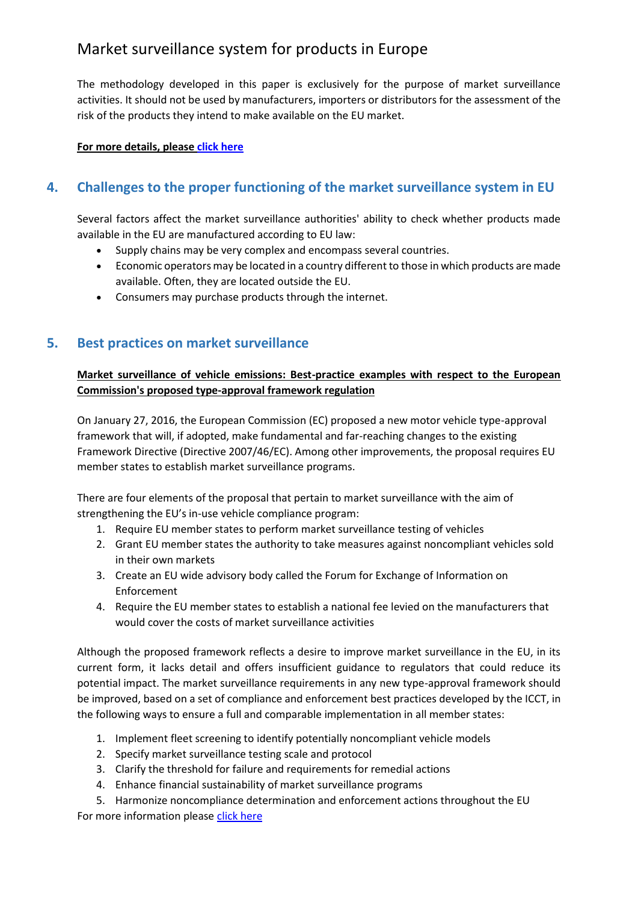Market surveillance system for products in Europe

The methodology developed in this paper is exclusively for the purpose of market surveillance activities. It should not be used by manufacturers, importers or distributors for the assessment of the risk of the products they intend to make available on the EU market.

**For more details, please click here**

## 4. Challenges to the proper functioning of the market surveillance system in EU

Several factors affect the market surveillance authorities' ability to check whether products made available in the EU are manufactured according to EU law:

- Supply chains may be very complex and encompass several countries.
- Economic operators may be located in a country different to those in which products are made available. Often, they are located outside the EU.
- Consumers may purchase products through the internet.

## 5. Best practices on market surveillance

**Market surveillance of vehicle emissions: Best-practice examples with respect to the European Commission's proposed type-approval framework regulation**

On January 27, 2016, the European Commission (EC) proposed a new motor vehicle type-approval framework that will, if adopted, make fundamental and far-reaching changes to the existing Framework Directive (Directive 2007/46/EC). Among other improvements, the proposal requires EU member states to establish market surveillance programs.

There are four elements of the proposal that pertain to market surveillance with the aim of strengthening the EU's in-use vehicle compliance program:

1. Require EU member states to perform market surveillance testing of vehicles
2. Grant EU member states the authority to take measures against noncompliant vehicles sold in their own markets
3. Create an EU wide advisory body called the Forum for Exchange of Information on Enforcement
4. Require the EU member states to establish a national fee levied on the manufacturers that would cover the costs of market surveillance activities

Although the proposed framework reflects a desire to improve market surveillance in the EU, in its current form, it lacks detail and offers insufficient guidance to regulators that could reduce its potential impact. The market surveillance requirements in any new type-approval framework should be improved, based on a set of compliance and enforcement best practices developed by the ICCT, in the following ways to ensure a full and comparable implementation in all member states:

1. Implement fleet screening to identify potentially noncompliant vehicle models
2. Specify market surveillance testing scale and protocol
3. Clarify the threshold for failure and requirements for remedial actions
4. Enhance financial sustainability of market surveillance programs
5. Harmonize noncompliance determination and enforcement actions throughout the EU

For more information please click here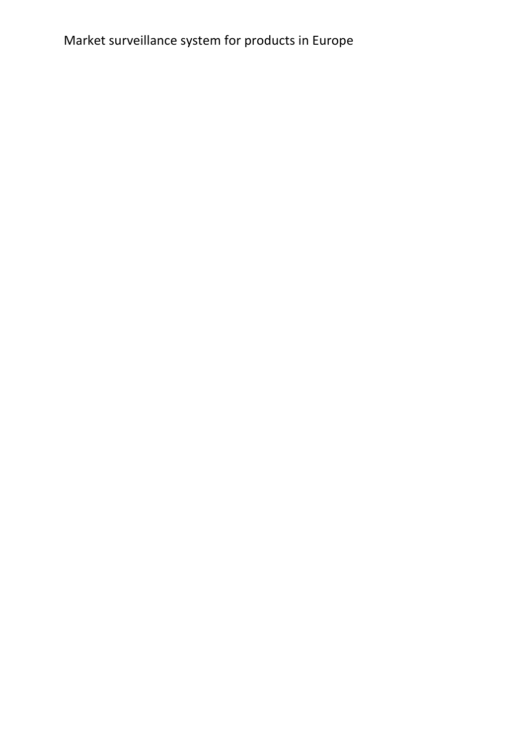Market surveillance system for products in Europe